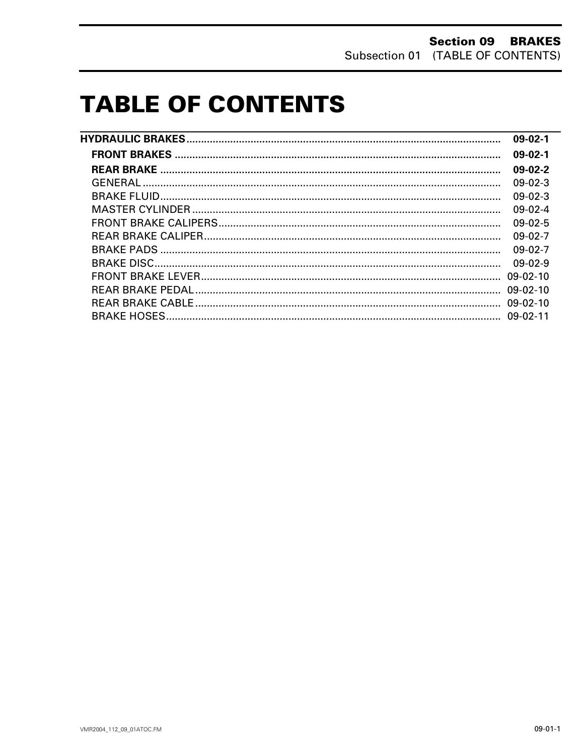# TABLE OF CONTENTS

| | |
|---|---|
| **HYDRAULIC BRAKES** | **09-02-1** |
| **FRONT BRAKES** | **09-02-1** |
| **REAR BRAKE** | **09-02-2** |
| GENERAL | 09-02-3 |
| BRAKE FLUID | 09-02-3 |
| MASTER CYLINDER | 09-02-4 |
| FRONT BRAKE CALIPERS | 09-02-5 |
| REAR BRAKE CALIPER | 09-02-7 |
| BRAKE PADS | 09-02-7 |
| BRAKE DISC | 09-02-9 |
| FRONT BRAKE LEVER | 09-02-10 |
| REAR BRAKE PEDAL | 09-02-10 |
| REAR BRAKE CABLE | 09-02-10 |
| BRAKE HOSES | 09-02-11 |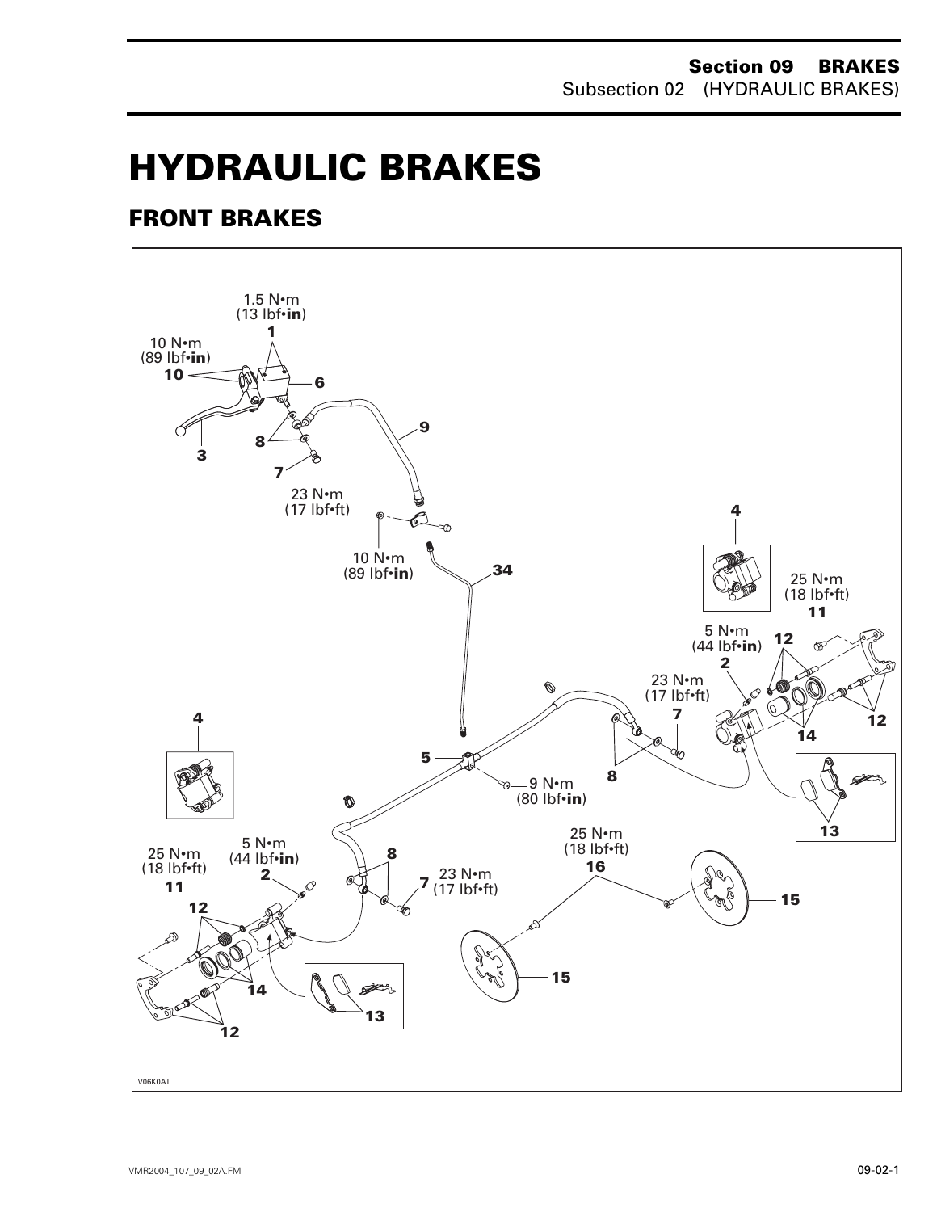# HYDRAULIC BRAKES

## FRONT BRAKES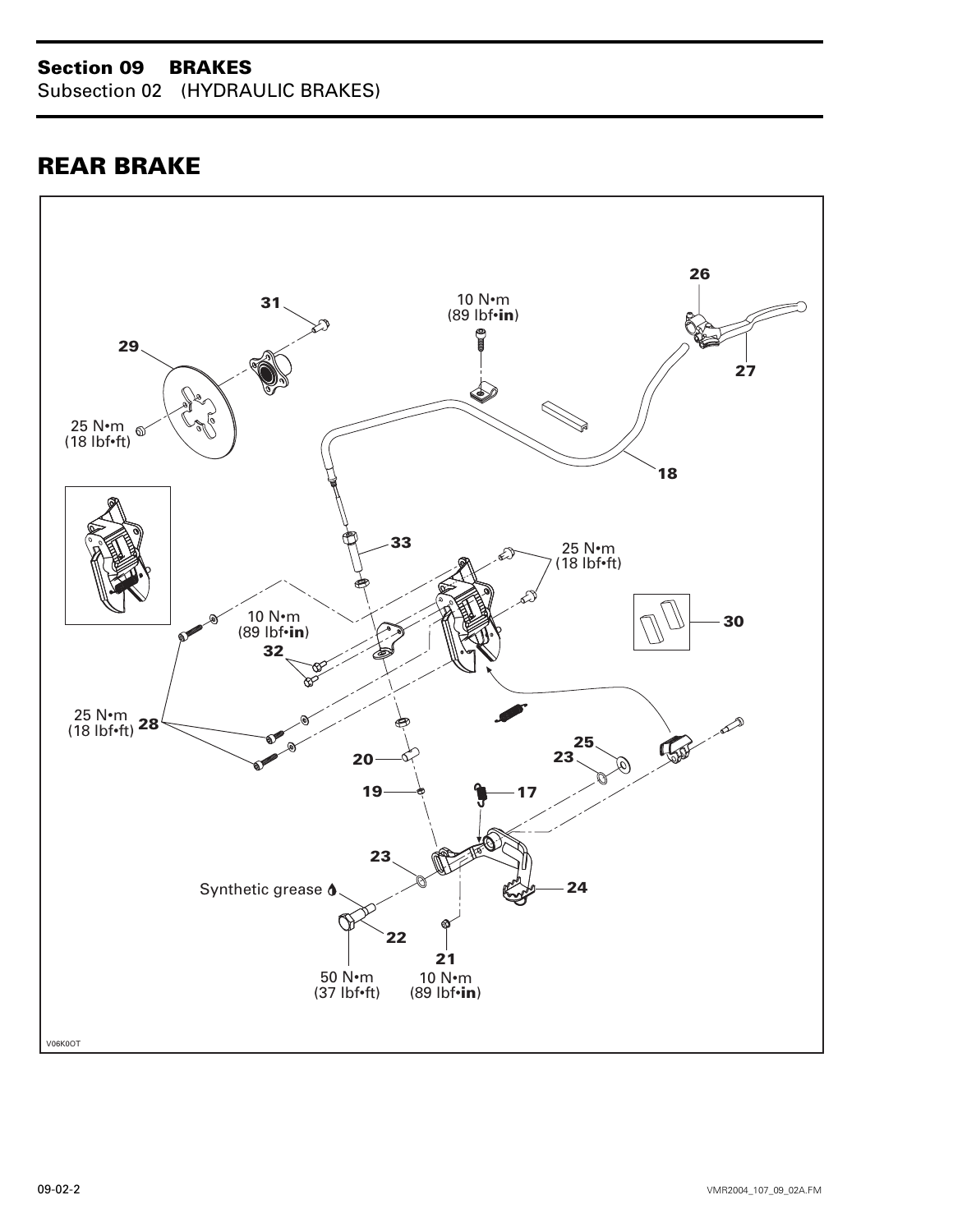## REAR BRAKE

31

10 N•m
(89 lbf•**in**)

26

29

27

25 N•m
(18 lbf•ft)

18

33

25 N•m
(18 lbf•ft)

10 N•m
(89 lbf•**in**)

30

32

25 N•m
(18 lbf•ft) 28

25

23

20

19

17

23

Synthetic grease

24

22

21

50 N•m
(37 lbf•ft)

10 N•m
(89 lbf•**in**)

V06K0OT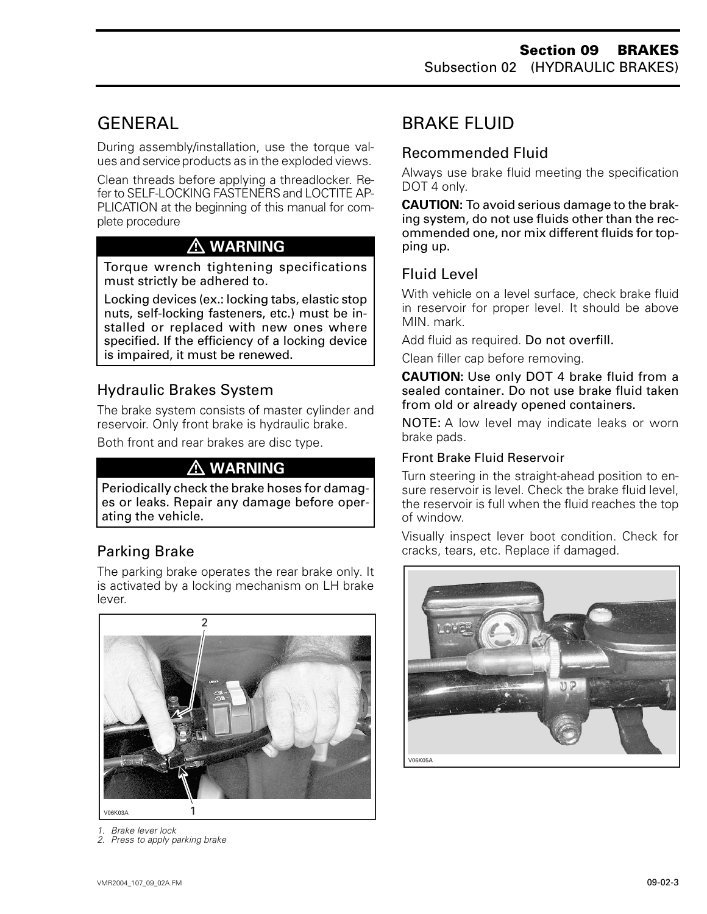## GENERAL

During assembly/installation, use the torque values and service products as in the exploded views.

Clean threads before applying a threadlocker. Refer to SELF-LOCKING FASTENERS and LOCTITE APPLICATION at the beginning of this manual for complete procedure

> ⚠ **WARNING**
>
> **Torque wrench tightening specifications must strictly be adhered to.**
>
> **Locking devices (ex.: locking tabs, elastic stop nuts, self-locking fasteners, etc.) must be installed or replaced with new ones where specified. If the efficiency of a locking device is impaired, it must be renewed.**

### Hydraulic Brakes System

The brake system consists of master cylinder and reservoir. Only front brake is hydraulic brake.

Both front and rear brakes are disc type.

> ⚠ **WARNING**
>
> **Periodically check the brake hoses for damages or leaks. Repair any damage before operating the vehicle.**

### Parking Brake

The parking brake operates the rear brake only. It is activated by a locking mechanism on LH brake lever.

V06K03A

*1. Brake lever lock*
*2. Press to apply parking brake*

## BRAKE FLUID

### Recommended Fluid

Always use brake fluid meeting the specification DOT 4 only.

**CAUTION:** **To avoid serious damage to the braking system, do not use fluids other than the recommended one, nor mix different fluids for topping up.**

### Fluid Level

With vehicle on a level surface, check brake fluid in reservoir for proper level. It should be above MIN. mark.

Add fluid as required. **Do not overfill.**

Clean filler cap before removing.

**CAUTION:** **Use only DOT 4 brake fluid from a sealed container. Do not use brake fluid taken from old or already opened containers.**

**NOTE:** A low level may indicate leaks or worn brake pads.

#### Front Brake Fluid Reservoir

Turn steering in the straight-ahead position to ensure reservoir is level. Check the brake fluid level, the reservoir is full when the fluid reaches the top of window.

Visually inspect lever boot condition. Check for cracks, tears, etc. Replace if damaged.

V06K05A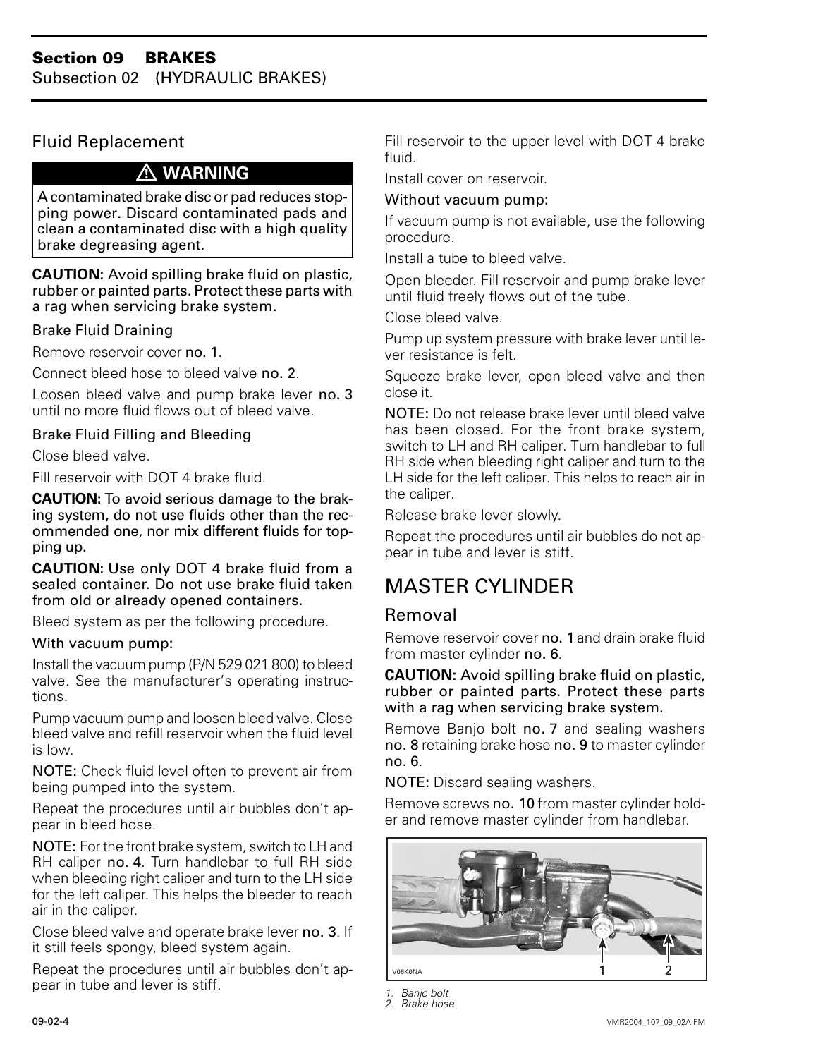## Fluid Replacement

**⚠ WARNING**

**A contaminated brake disc or pad reduces stopping power. Discard contaminated pads and clean a contaminated disc with a high quality brake degreasing agent.**

**CAUTION: Avoid spilling brake fluid on plastic, rubber or painted parts. Protect these parts with a rag when servicing brake system.**

### Brake Fluid Draining

Remove reservoir cover **no. 1**.

Connect bleed hose to bleed valve **no. 2**.

Loosen bleed valve and pump brake lever **no. 3** until no more fluid flows out of bleed valve.

### Brake Fluid Filling and Bleeding

Close bleed valve.

Fill reservoir with DOT 4 brake fluid.

**CAUTION: To avoid serious damage to the braking system, do not use fluids other than the recommended one, nor mix different fluids for topping up.**

**CAUTION: Use only DOT 4 brake fluid from a sealed container. Do not use brake fluid taken from old or already opened containers.**

Bleed system as per the following procedure.

#### With vacuum pump:

Install the vacuum pump (P/N 529 021 800) to bleed valve. See the manufacturer's operating instructions.

Pump vacuum pump and loosen bleed valve. Close bleed valve and refill reservoir when the fluid level is low.

**NOTE:** Check fluid level often to prevent air from being pumped into the system.

Repeat the procedures until air bubbles don't appear in bleed hose.

**NOTE:** For the front brake system, switch to LH and RH caliper **no. 4**. Turn handlebar to full RH side when bleeding right caliper and turn to the LH side for the left caliper. This helps the bleeder to reach air in the caliper.

Close bleed valve and operate brake lever **no. 3**. If it still feels spongy, bleed system again.

Repeat the procedures until air bubbles don't appear in tube and lever is stiff.

Fill reservoir to the upper level with DOT 4 brake fluid.

Install cover on reservoir.

#### Without vacuum pump:

If vacuum pump is not available, use the following procedure.

Install a tube to bleed valve.

Open bleeder. Fill reservoir and pump brake lever until fluid freely flows out of the tube.

Close bleed valve.

Pump up system pressure with brake lever until lever resistance is felt.

Squeeze brake lever, open bleed valve and then close it.

**NOTE:** Do not release brake lever until bleed valve has been closed. For the front brake system, switch to LH and RH caliper. Turn handlebar to full RH side when bleeding right caliper and turn to the LH side for the left caliper. This helps to reach air in the caliper.

Release brake lever slowly.

Repeat the procedures until air bubbles do not appear in tube and lever is stiff.

# MASTER CYLINDER

## Removal

Remove reservoir cover **no. 1** and drain brake fluid from master cylinder **no. 6**.

**CAUTION: Avoid spilling brake fluid on plastic, rubber or painted parts. Protect these parts with a rag when servicing brake system.**

Remove Banjo bolt **no. 7** and sealing washers **no. 8** retaining brake hose **no. 9** to master cylinder **no. 6**.

**NOTE:** Discard sealing washers.

Remove screws **no. 10** from master cylinder holder and remove master cylinder from handlebar.

V06K0NA

*1. Banjo bolt*
*2. Brake hose*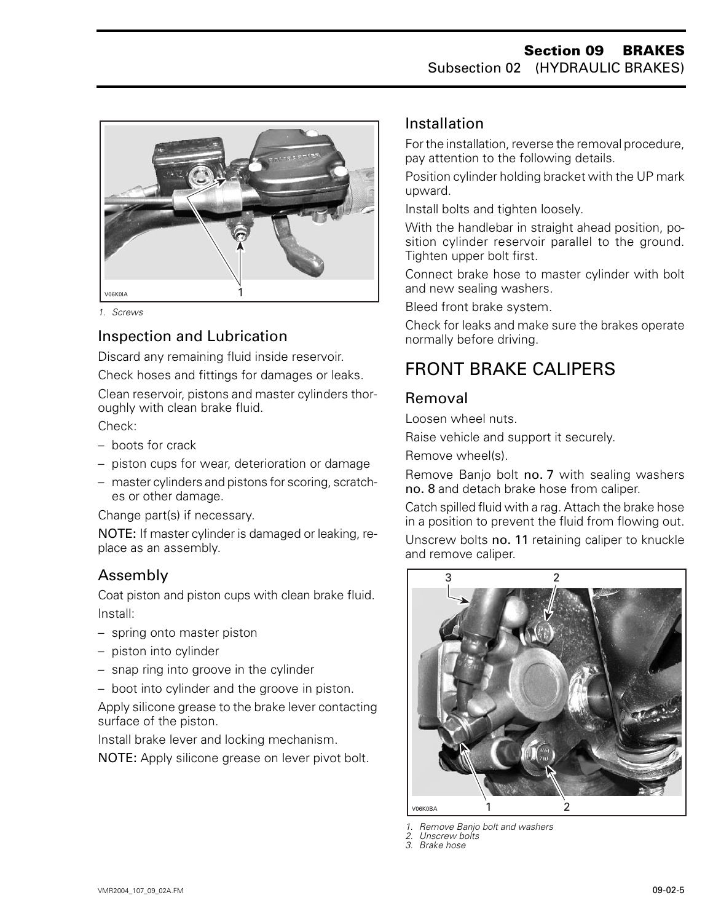1. Screws

### Inspection and Lubrication

Discard any remaining fluid inside reservoir.

Check hoses and fittings for damages or leaks.

Clean reservoir, pistons and master cylinders thoroughly with clean brake fluid.

Check:

- boots for crack
- piston cups for wear, deterioration or damage
- master cylinders and pistons for scoring, scratches or other damage.

Change part(s) if necessary.

NOTE: If master cylinder is damaged or leaking, replace as an assembly.

### Assembly

Coat piston and piston cups with clean brake fluid.

Install:

- spring onto master piston
- piston into cylinder
- snap ring into groove in the cylinder
- boot into cylinder and the groove in piston.

Apply silicone grease to the brake lever contacting surface of the piston.

Install brake lever and locking mechanism.

NOTE: Apply silicone grease on lever pivot bolt.

### Installation

For the installation, reverse the removal procedure, pay attention to the following details.

Position cylinder holding bracket with the UP mark upward.

Install bolts and tighten loosely.

With the handlebar in straight ahead position, position cylinder reservoir parallel to the ground. Tighten upper bolt first.

Connect brake hose to master cylinder with bolt and new sealing washers.

Bleed front brake system.

Check for leaks and make sure the brakes operate normally before driving.

## FRONT BRAKE CALIPERS

### Removal

Loosen wheel nuts.

Raise vehicle and support it securely.

Remove wheel(s).

Remove Banjo bolt **no. 7** with sealing washers **no. 8** and detach brake hose from caliper.

Catch spilled fluid with a rag. Attach the brake hose in a position to prevent the fluid from flowing out.

Unscrew bolts **no. 11** retaining caliper to knuckle and remove caliper.

1. Remove Banjo bolt and washers
2. Unscrew bolts
3. Brake hose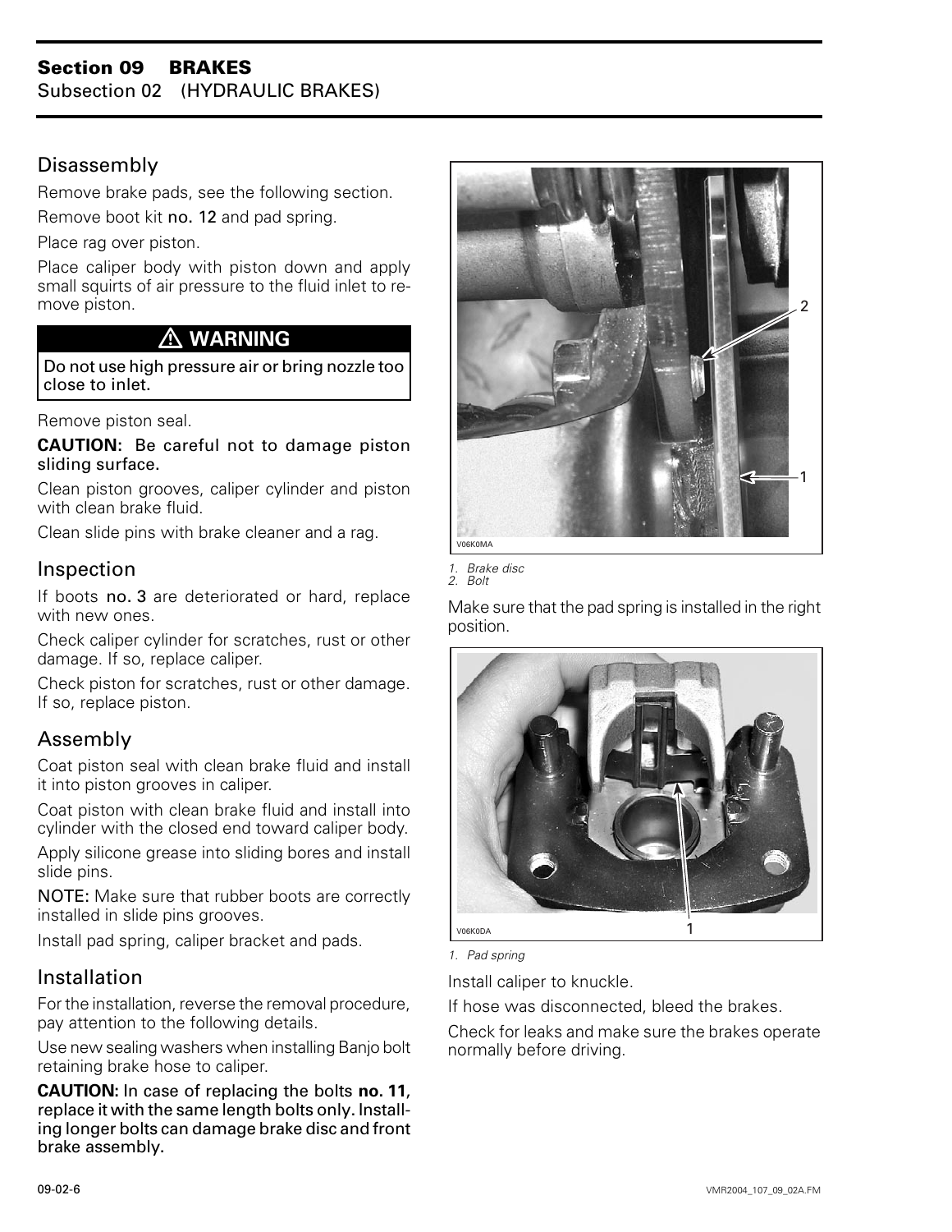## Disassembly

Remove brake pads, see the following section.

Remove boot kit **no. 12** and pad spring.

Place rag over piston.

Place caliper body with piston down and apply small squirts of air pressure to the fluid inlet to remove piston.

> ⚠ **WARNING**
>
> Do not use high pressure air or bring nozzle too close to inlet.

Remove piston seal.

**CAUTION: Be careful not to damage piston sliding surface.**

Clean piston grooves, caliper cylinder and piston with clean brake fluid.

Clean slide pins with brake cleaner and a rag.

## Inspection

If boots **no. 3** are deteriorated or hard, replace with new ones.

Check caliper cylinder for scratches, rust or other damage. If so, replace caliper.

Check piston for scratches, rust or other damage. If so, replace piston.

## Assembly

Coat piston seal with clean brake fluid and install it into piston grooves in caliper.

Coat piston with clean brake fluid and install into cylinder with the closed end toward caliper body.

Apply silicone grease into sliding bores and install slide pins.

**NOTE:** Make sure that rubber boots are correctly installed in slide pins grooves.

Install pad spring, caliper bracket and pads.

## Installation

For the installation, reverse the removal procedure, pay attention to the following details.

Use new sealing washers when installing Banjo bolt retaining brake hose to caliper.

**CAUTION: In case of replacing the bolts no. 11, replace it with the same length bolts only. Installing longer bolts can damage brake disc and front brake assembly.**

V06K0MA

*1. Brake disc*
*2. Bolt*

Make sure that the pad spring is installed in the right position.

V06K0DA

*1. Pad spring*

Install caliper to knuckle.

If hose was disconnected, bleed the brakes.

Check for leaks and make sure the brakes operate normally before driving.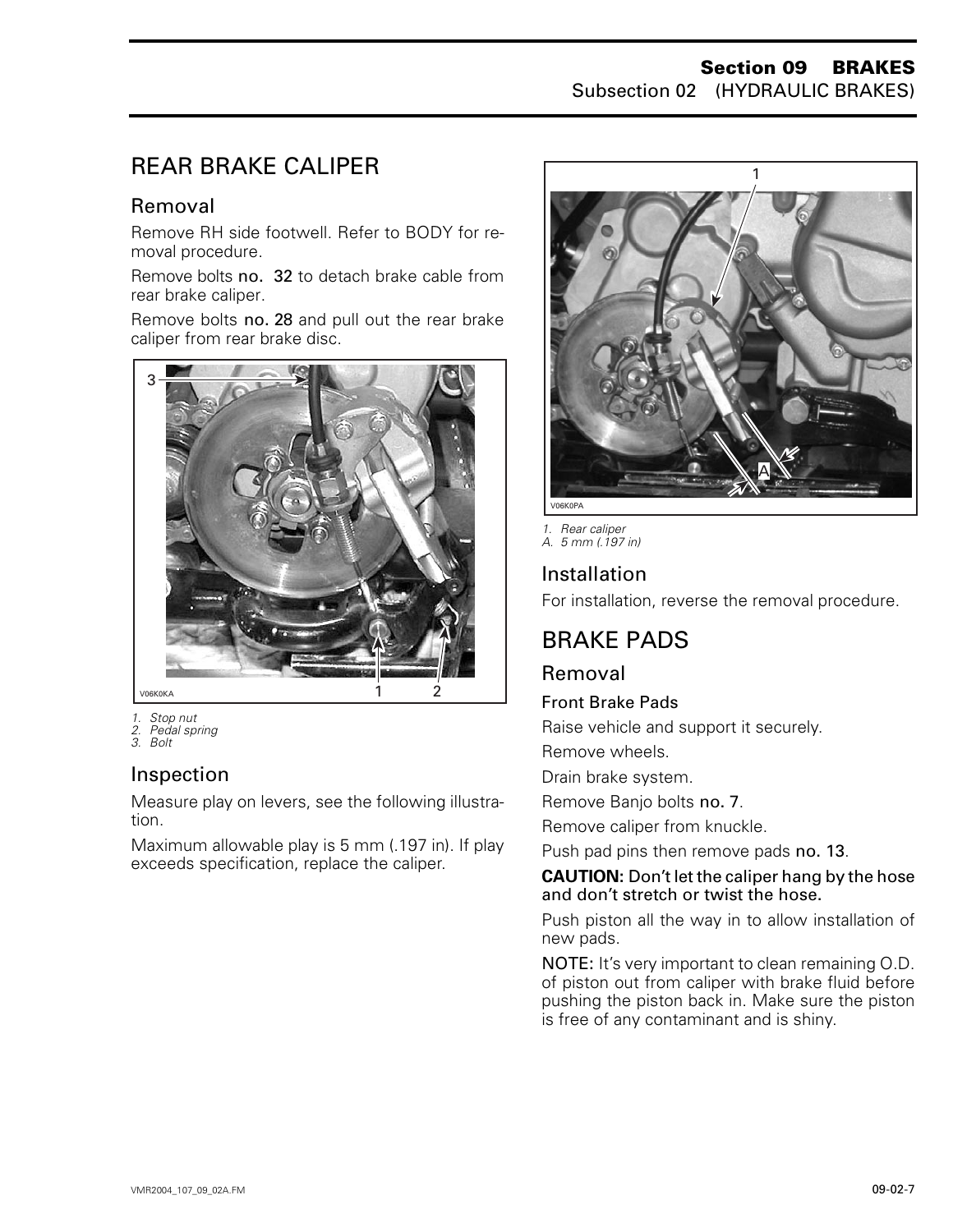## REAR BRAKE CALIPER

### Removal

Remove RH side footwell. Refer to BODY for removal procedure.

Remove bolts **no. 32** to detach brake cable from rear brake caliper.

Remove bolts **no. 28** and pull out the rear brake caliper from rear brake disc.

V06K0KA

1. *Stop nut*
2. *Pedal spring*
3. *Bolt*

### Inspection

Measure play on levers, see the following illustration.

Maximum allowable play is 5 mm (.197 in). If play exceeds specification, replace the caliper.

V06K0PA

1. *Rear caliper*
A. *5 mm (.197 in)*

### Installation

For installation, reverse the removal procedure.

## BRAKE PADS

### Removal

#### Front Brake Pads

Raise vehicle and support it securely.

Remove wheels.

Drain brake system.

Remove Banjo bolts **no. 7**.

Remove caliper from knuckle.

Push pad pins then remove pads **no. 13**.

**CAUTION: Don't let the caliper hang by the hose and don't stretch or twist the hose.**

Push piston all the way in to allow installation of new pads.

**NOTE:** It's very important to clean remaining O.D. of piston out from caliper with brake fluid before pushing the piston back in. Make sure the piston is free of any contaminant and is shiny.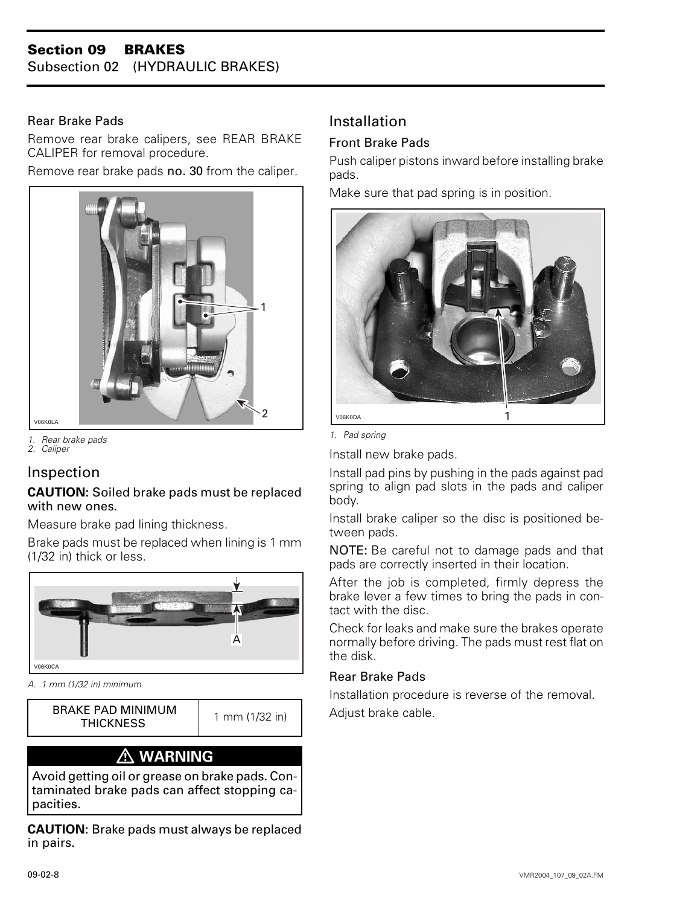## Section 09 BRAKES
### Subsection 02 (HYDRAULIC BRAKES)

#### Rear Brake Pads

Remove rear brake calipers, see REAR BRAKE CALIPER for removal procedure.

Remove rear brake pads **no. 30** from the caliper.

V06K0LA

1. Rear brake pads
2. Caliper

## Inspection

**CAUTION:** Soiled brake pads must be replaced with new ones.

Measure brake pad lining thickness.

Brake pads must be replaced when lining is 1 mm (1/32 in) thick or less.

V06K0CA

A. 1 mm (1/32 in) minimum

| BRAKE PAD MINIMUM THICKNESS | 1 mm (1/32 in) |
|---|---|

**⚠ WARNING**

Avoid getting oil or grease on brake pads. Contaminated brake pads can affect stopping capacities.

**CAUTION:** Brake pads must always be replaced in pairs.

## Installation

#### Front Brake Pads

Push caliper pistons inward before installing brake pads.

Make sure that pad spring is in position.

V06K0DA

1. Pad spring

Install new brake pads.

Install pad pins by pushing in the pads against pad spring to align pad slots in the pads and caliper body.

Install brake caliper so the disc is positioned between pads.

**NOTE:** Be careful not to damage pads and that pads are correctly inserted in their location.

After the job is completed, firmly depress the brake lever a few times to bring the pads in contact with the disc.

Check for leaks and make sure the brakes operate normally before driving. The pads must rest flat on the disk.

#### Rear Brake Pads

Installation procedure is reverse of the removal.

Adjust brake cable.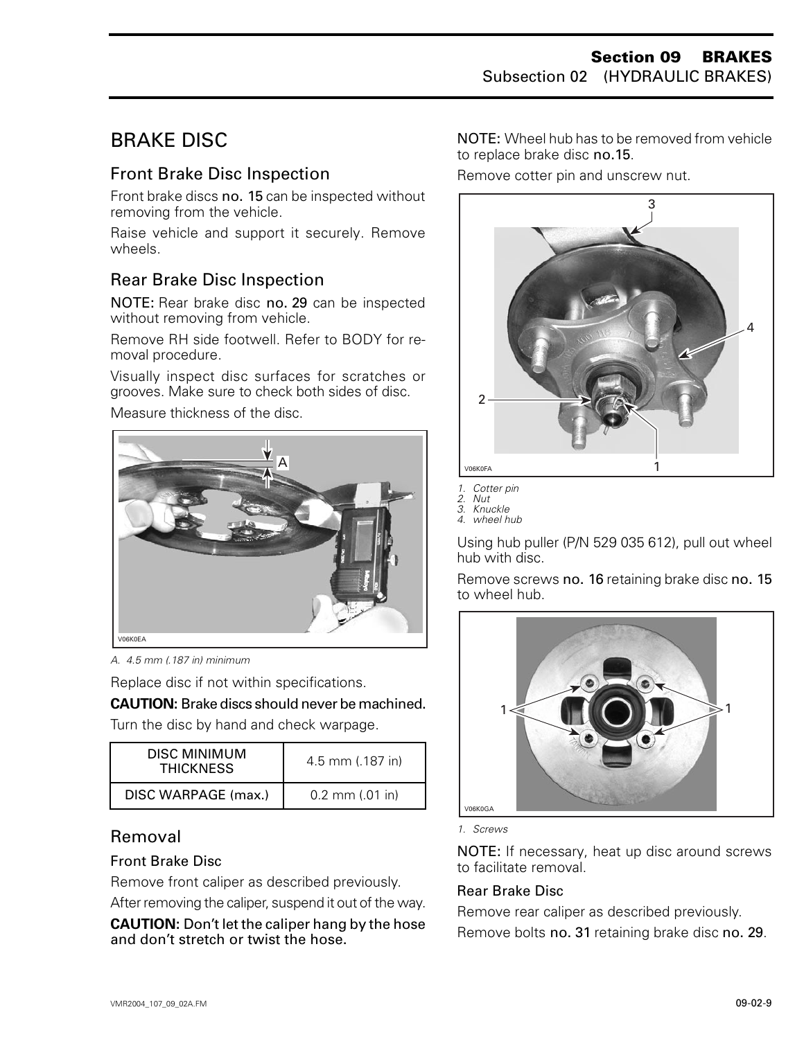# BRAKE DISC

## Front Brake Disc Inspection

Front brake discs **no. 15** can be inspected without removing from the vehicle.

Raise vehicle and support it securely. Remove wheels.

## Rear Brake Disc Inspection

**NOTE:** Rear brake disc **no. 29** can be inspected without removing from vehicle.

Remove RH side footwell. Refer to BODY for removal procedure.

Visually inspect disc surfaces for scratches or grooves. Make sure to check both sides of disc.

Measure thickness of the disc.

*A. 4.5 mm (.187 in) minimum*

Replace disc if not within specifications.

**CAUTION: Brake discs should never be machined.**

Turn the disc by hand and check warpage.

| DISC MINIMUM THICKNESS | 4.5 mm (.187 in) |
|---|---|
| DISC WARPAGE (max.) | 0.2 mm (.01 in) |

## Removal

### Front Brake Disc

Remove front caliper as described previously.

After removing the caliper, suspend it out of the way.

**CAUTION: Don't let the caliper hang by the hose and don't stretch or twist the hose.**

**NOTE:** Wheel hub has to be removed from vehicle to replace brake disc **no.15**.

Remove cotter pin and unscrew nut.

*1. Cotter pin*
*2. Nut*
*3. Knuckle*
*4. wheel hub*

Using hub puller (P/N 529 035 612), pull out wheel hub with disc.

Remove screws **no. 16** retaining brake disc **no. 15** to wheel hub.

*1. Screws*

**NOTE:** If necessary, heat up disc around screws to facilitate removal.

### Rear Brake Disc

Remove rear caliper as described previously.

Remove bolts **no. 31** retaining brake disc **no. 29**.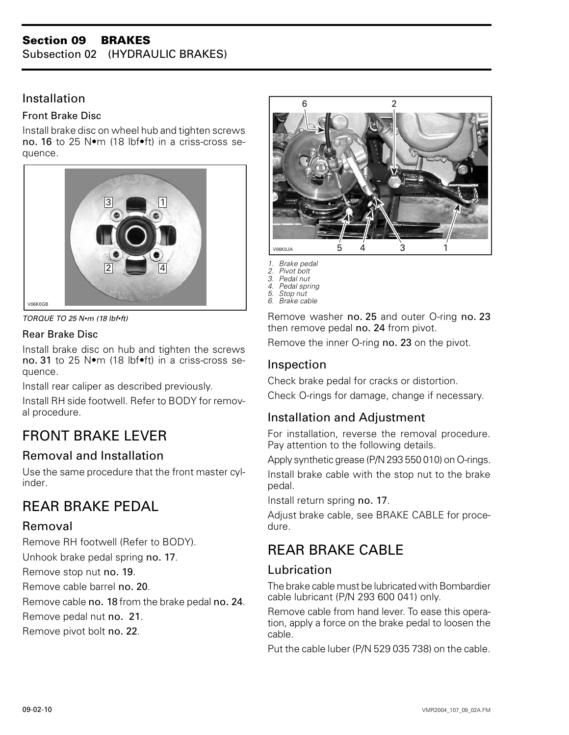### Installation

#### Front Brake Disc

Install brake disc on wheel hub and tighten screws **no. 16** to 25 N•m (18 lbf•ft) in a criss-cross sequence.

V06K0GB

*TORQUE TO 25 N•m (18 lbf•ft)*

#### Rear Brake Disc

Install brake disc on hub and tighten the screws **no. 31** to 25 N•m (18 lbf•ft) in a criss-cross sequence.

Install rear caliper as described previously.

Install RH side footwell. Refer to BODY for removal procedure.

## FRONT BRAKE LEVER

### Removal and Installation

Use the same procedure that the front master cylinder.

## REAR BRAKE PEDAL

### Removal

Remove RH footwell (Refer to BODY).

Unhook brake pedal spring **no. 17**.

Remove stop nut **no. 19**.

Remove cable barrel **no. 20**.

Remove cable **no. 18** from the brake pedal **no. 24**.

Remove pedal nut **no. 21**.

Remove pivot bolt **no. 22**.

V06K0JA

*1. Brake pedal*
*2. Pivot bolt*
*3. Pedal nut*
*4. Pedal spring*
*5. Stop nut*
*6. Brake cable*

Remove washer **no. 25** and outer O-ring **no. 23** then remove pedal **no. 24** from pivot.

Remove the inner O-ring **no. 23** on the pivot.

### Inspection

Check brake pedal for cracks or distortion.

Check O-rings for damage, change if necessary.

### Installation and Adjustment

For installation, reverse the removal procedure. Pay attention to the following details.

Apply synthetic grease (P/N 293 550 010) on O-rings.

Install brake cable with the stop nut to the brake pedal.

Install return spring **no. 17**.

Adjust brake cable, see BRAKE CABLE for procedure.

## REAR BRAKE CABLE

### Lubrication

The brake cable must be lubricated with Bombardier cable lubricant (P/N 293 600 041) only.

Remove cable from hand lever. To ease this operation, apply a force on the brake pedal to loosen the cable.

Put the cable luber (P/N 529 035 738) on the cable.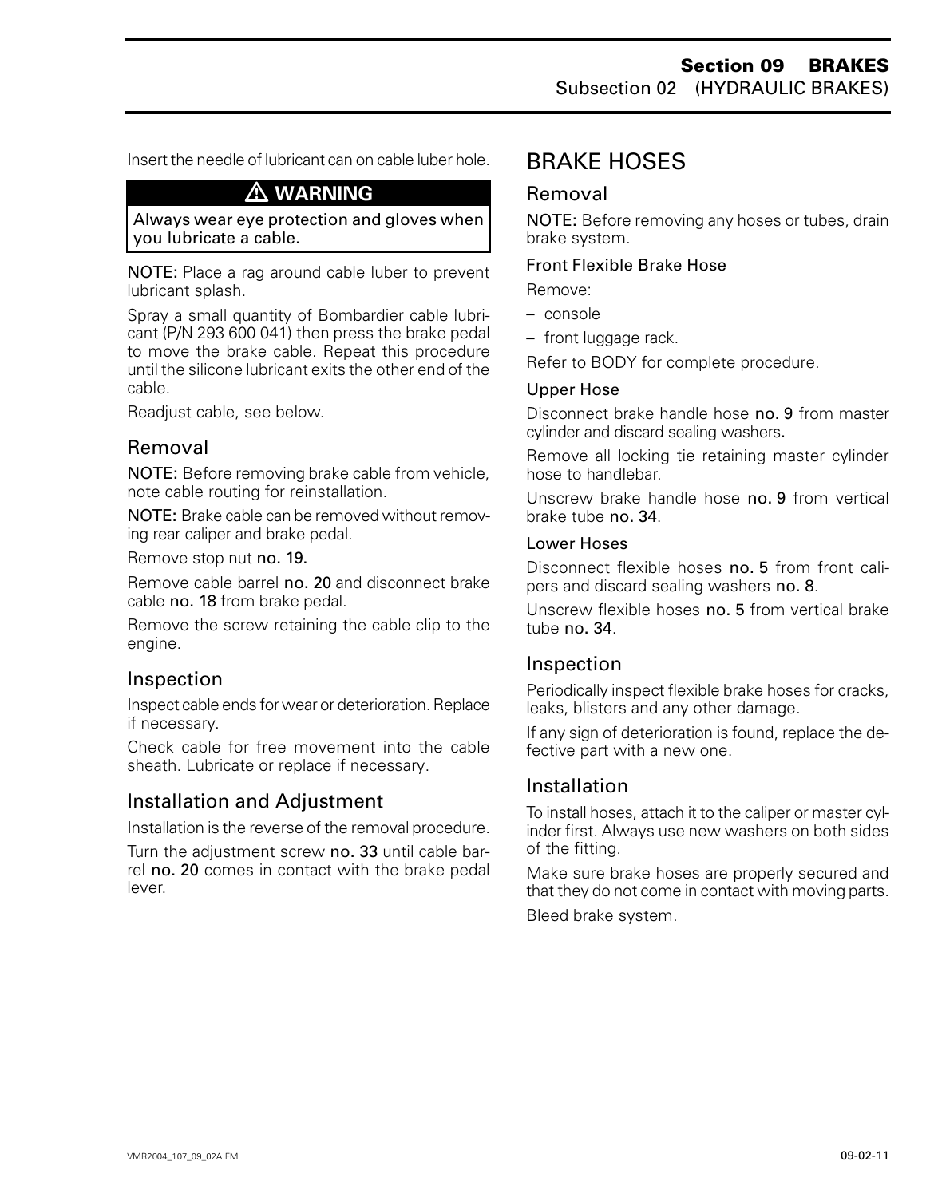Insert the needle of lubricant can on cable luber hole.

> ⚠ **WARNING**
>
> Always wear eye protection and gloves when you lubricate a cable.

NOTE: Place a rag around cable luber to prevent lubricant splash.

Spray a small quantity of Bombardier cable lubricant (P/N 293 600 041) then press the brake pedal to move the brake cable. Repeat this procedure until the silicone lubricant exits the other end of the cable.

Readjust cable, see below.

### Removal

NOTE: Before removing brake cable from vehicle, note cable routing for reinstallation.

NOTE: Brake cable can be removed without removing rear caliper and brake pedal.

Remove stop nut **no. 19.**

Remove cable barrel **no. 20** and disconnect brake cable **no. 18** from brake pedal.

Remove the screw retaining the cable clip to the engine.

### Inspection

Inspect cable ends for wear or deterioration. Replace if necessary.

Check cable for free movement into the cable sheath. Lubricate or replace if necessary.

### Installation and Adjustment

Installation is the reverse of the removal procedure.

Turn the adjustment screw **no. 33** until cable barrel **no. 20** comes in contact with the brake pedal lever.

## BRAKE HOSES

### Removal

NOTE: Before removing any hoses or tubes, drain brake system.

#### Front Flexible Brake Hose

Remove:

- console
- front luggage rack.

Refer to BODY for complete procedure.

#### Upper Hose

Disconnect brake handle hose **no. 9** from master cylinder and discard sealing washers.

Remove all locking tie retaining master cylinder hose to handlebar.

Unscrew brake handle hose **no. 9** from vertical brake tube **no. 34**.

#### Lower Hoses

Disconnect flexible hoses **no. 5** from front calipers and discard sealing washers **no. 8**.

Unscrew flexible hoses **no. 5** from vertical brake tube **no. 34**.

### Inspection

Periodically inspect flexible brake hoses for cracks, leaks, blisters and any other damage.

If any sign of deterioration is found, replace the defective part with a new one.

### Installation

To install hoses, attach it to the caliper or master cylinder first. Always use new washers on both sides of the fitting.

Make sure brake hoses are properly secured and that they do not come in contact with moving parts.

Bleed brake system.